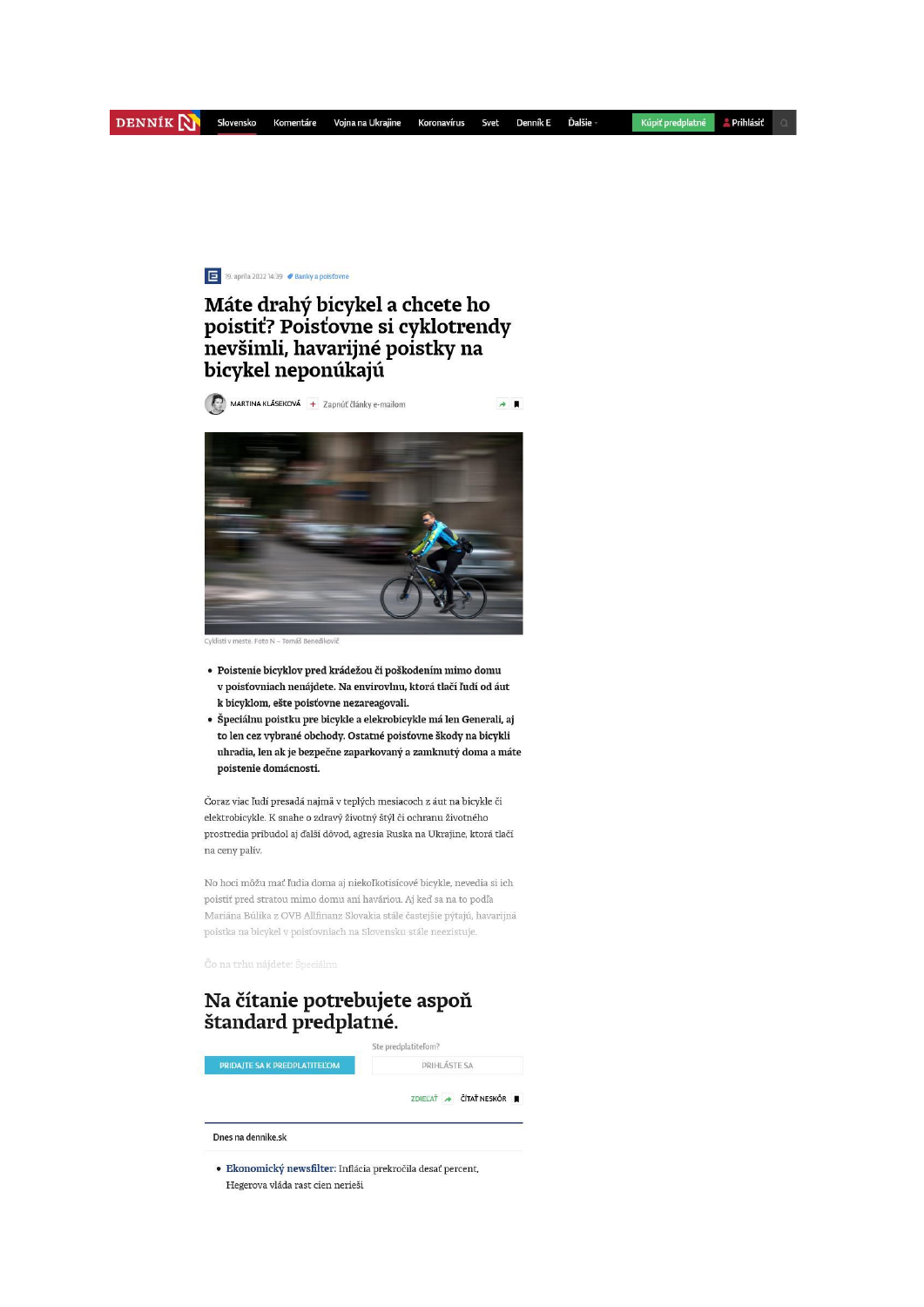19. apríla 2022 14:39 Banky a poisťovne

# Máte drahý bicykel a chcete ho poistiť? Poisťovne si cyklotrendy nevšimli, havarijné poistky na bicykel neponúkajú

MARTINA KLÁSEKOVÁ

Cyklisti v meste. Foto N – Tomáš Benedikovič

- **Poistenie bicyklov pred krádežou či poškodením mimo domu v poisťovniach nenájdete. Na envirovlnu, ktorá tlačí ľudí od áut k bicyklom, ešte poisťovne nezareagovali.**
- **Špeciálnu poistku pre bicykle a elektrobicykle má len Generali, aj to len cez vybrané obchody. Ostatné poisťovne škody na bicykli uhradia, len ak je bezpečne zaparkovaný a zamknutý doma a máte poistenie domácnosti.**

Čoraz viac ľudí presadá najmä v teplých mesiacoch z áut na bicykle či elektrobicykle. K snahe o zdravý životný štýl či ochranu životného prostredia pribudol aj ďalší dôvod, agresia Ruska na Ukrajine, ktorá tlačí na ceny palív.

No hoci môžu mať ľudia doma aj niekoľkotisícové bicykle, nevedia si ich poistiť pred stratou mimo domu ani haváriou. Aj keď sa na to podľa Mariána Búlika z OVB Allfinanz Slovakia stále častejšie pýtajú, havarijná poistka na bicykel v poisťovniach na Slovensku stále neexistuje.

Čo na trhu nájdete: Špeciálnu

## Na čítanie potrebujete aspoň štandard predplatné.

Ste predplatiteľom?

PRIDAJTE SA K PREDPLATITEĽOM

PRIHLÁSTE SA

Dnes na dennike.sk

- **Ekonomický newsfilter:** Inflácia prekročila desať percent, Hegerova vláda rast cien nerieši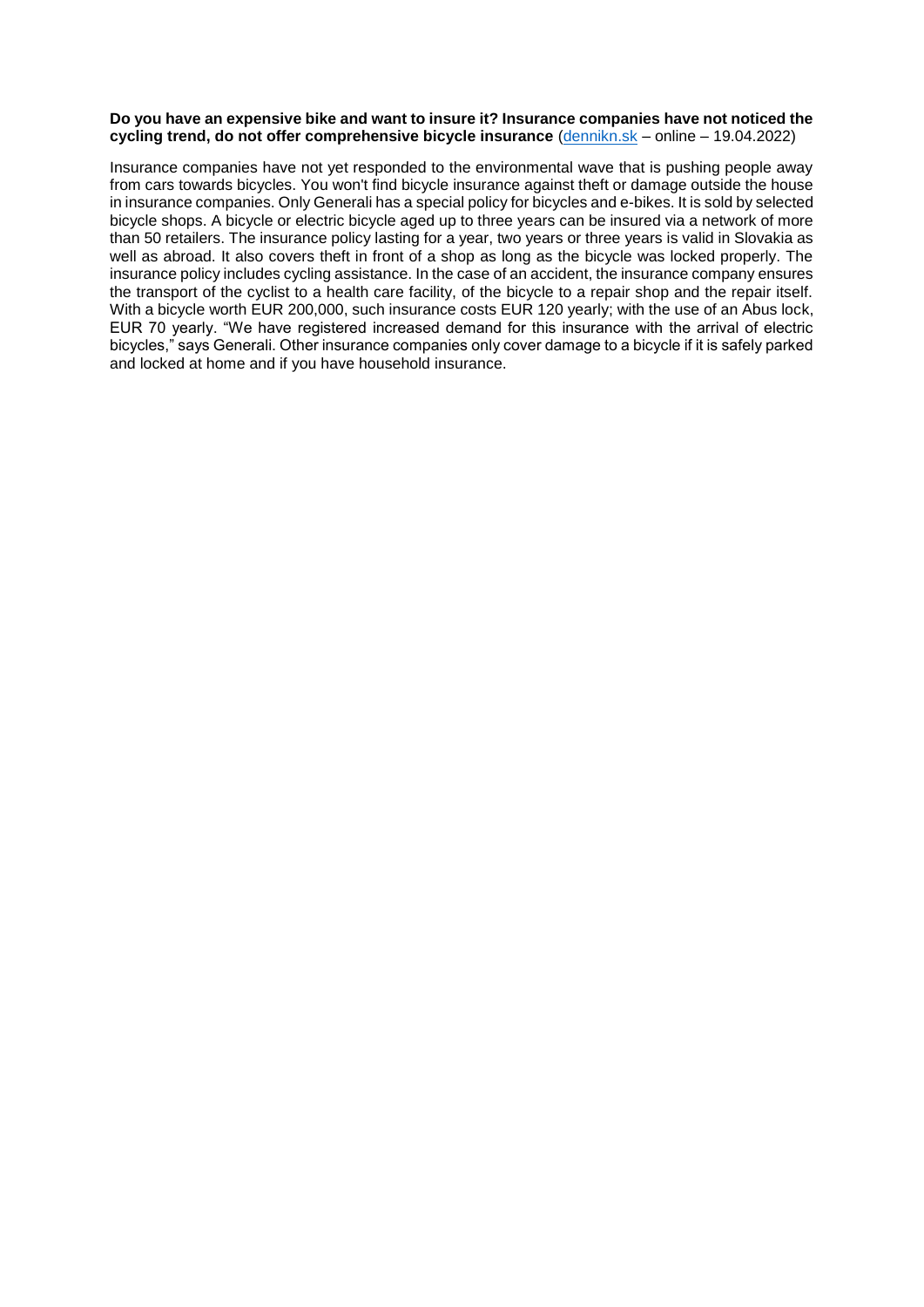**Do you have an expensive bike and want to insure it? Insurance companies have not noticed the cycling trend, do not offer comprehensive bicycle insurance** ([dennikn.sk](dennikn.sk) – online – 19.04.2022)

Insurance companies have not yet responded to the environmental wave that is pushing people away from cars towards bicycles. You won't find bicycle insurance against theft or damage outside the house in insurance companies. Only Generali has a special policy for bicycles and e-bikes. It is sold by selected bicycle shops. A bicycle or electric bicycle aged up to three years can be insured via a network of more than 50 retailers. The insurance policy lasting for a year, two years or three years is valid in Slovakia as well as abroad. It also covers theft in front of a shop as long as the bicycle was locked properly. The insurance policy includes cycling assistance. In the case of an accident, the insurance company ensures the transport of the cyclist to a health care facility, of the bicycle to a repair shop and the repair itself. With a bicycle worth EUR 200,000, such insurance costs EUR 120 yearly; with the use of an Abus lock, EUR 70 yearly. "We have registered increased demand for this insurance with the arrival of electric bicycles," says Generali. Other insurance companies only cover damage to a bicycle if it is safely parked and locked at home and if you have household insurance.